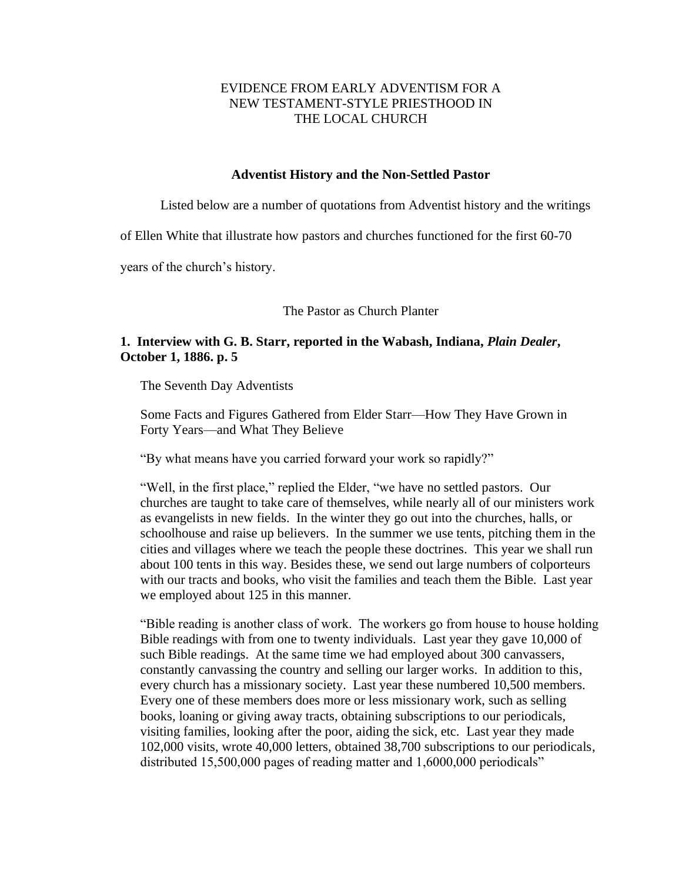# EVIDENCE FROM EARLY ADVENTISM FOR A NEW TESTAMENT-STYLE PRIESTHOOD IN THE LOCAL CHURCH

## Adventist History and the Non-Settled Pastor

Listed below are a number of quotations from Adventist history and the writings of Ellen White that illustrate how pastors and churches functioned for the first 60-70 years of the church's history.

### The Pastor as Church Planter

**1. Interview with G. B. Starr, reported in the Wabash, Indiana, *Plain Dealer*, October 1, 1886. p. 5**

> The Seventh Day Adventists
>
> Some Facts and Figures Gathered from Elder Starr—How They Have Grown in Forty Years—and What They Believe
>
> "By what means have you carried forward your work so rapidly?"
>
> "Well, in the first place," replied the Elder, "we have no settled pastors. Our churches are taught to take care of themselves, while nearly all of our ministers work as evangelists in new fields. In the winter they go out into the churches, halls, or schoolhouse and raise up believers. In the summer we use tents, pitching them in the cities and villages where we teach the people these doctrines. This year we shall run about 100 tents in this way. Besides these, we send out large numbers of colporteurs with our tracts and books, who visit the families and teach them the Bible. Last year we employed about 125 in this manner.
>
> "Bible reading is another class of work. The workers go from house to house holding Bible readings with from one to twenty individuals. Last year they gave 10,000 of such Bible readings. At the same time we had employed about 300 canvassers, constantly canvassing the country and selling our larger works. In addition to this, every church has a missionary society. Last year these numbered 10,500 members. Every one of these members does more or less missionary work, such as selling books, loaning or giving away tracts, obtaining subscriptions to our periodicals, visiting families, looking after the poor, aiding the sick, etc. Last year they made 102,000 visits, wrote 40,000 letters, obtained 38,700 subscriptions to our periodicals, distributed 15,500,000 pages of reading matter and 1,6000,000 periodicals"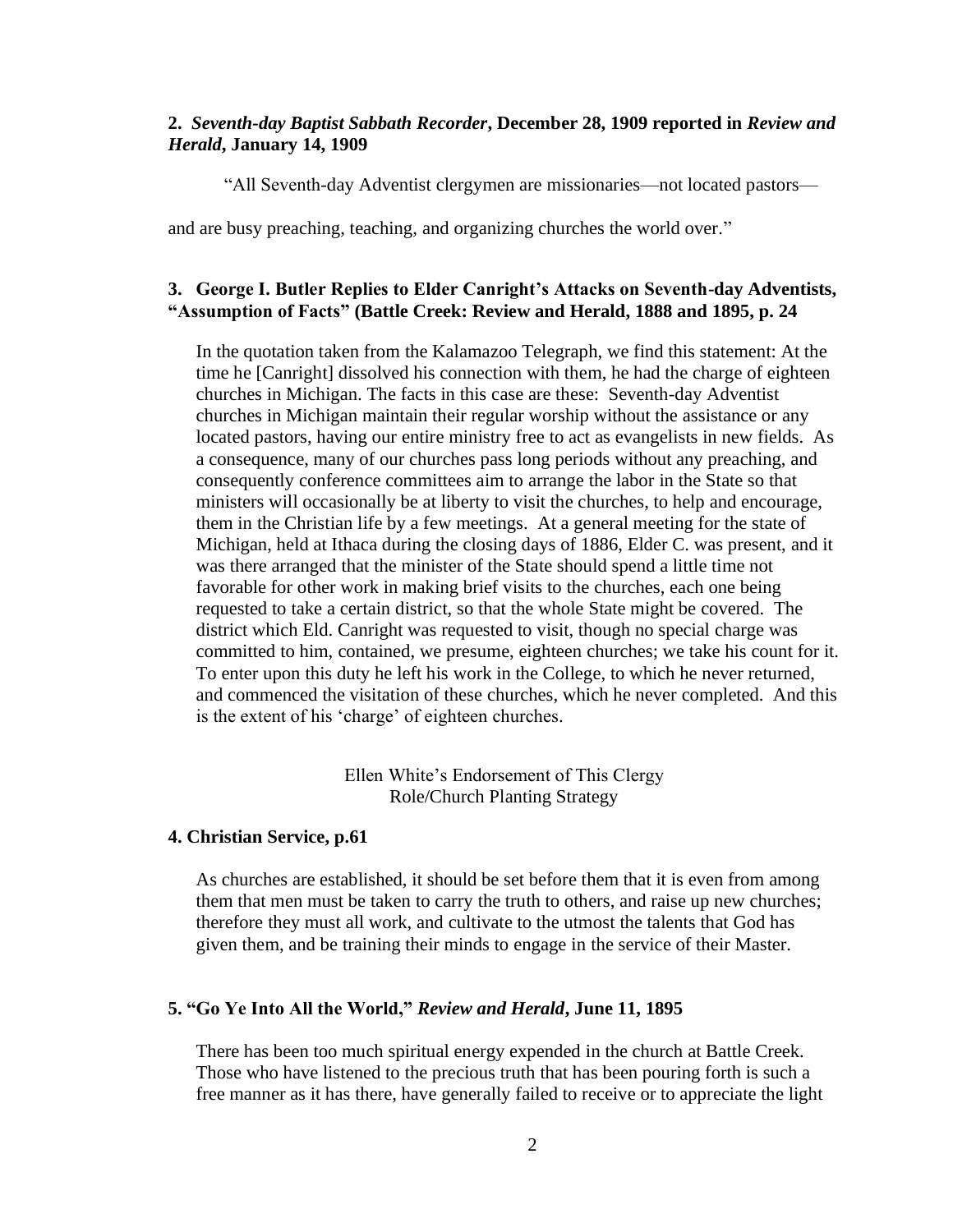**2.** ***Seventh-day Baptist Sabbath Recorder*, December 28, 1909 reported in *Review and Herald*, January 14, 1909**

"All Seventh-day Adventist clergymen are missionaries—not located pastors—

and are busy preaching, teaching, and organizing churches the world over."

**3. George I. Butler Replies to Elder Canright's Attacks on Seventh-day Adventists, "Assumption of Facts" (Battle Creek: Review and Herald, 1888 and 1895, p. 24**

> In the quotation taken from the Kalamazoo Telegraph, we find this statement: At the time he [Canright] dissolved his connection with them, he had the charge of eighteen churches in Michigan. The facts in this case are these: Seventh-day Adventist churches in Michigan maintain their regular worship without the assistance or any located pastors, having our entire ministry free to act as evangelists in new fields. As a consequence, many of our churches pass long periods without any preaching, and consequently conference committees aim to arrange the labor in the State so that ministers will occasionally be at liberty to visit the churches, to help and encourage, them in the Christian life by a few meetings. At a general meeting for the state of Michigan, held at Ithaca during the closing days of 1886, Elder C. was present, and it was there arranged that the minister of the State should spend a little time not favorable for other work in making brief visits to the churches, each one being requested to take a certain district, so that the whole State might be covered. The district which Eld. Canright was requested to visit, though no special charge was committed to him, contained, we presume, eighteen churches; we take his count for it. To enter upon this duty he left his work in the College, to which he never returned, and commenced the visitation of these churches, which he never completed. And this is the extent of his 'charge' of eighteen churches.

Ellen White's Endorsement of This Clergy
Role/Church Planting Strategy

**4. Christian Service, p.61**

> As churches are established, it should be set before them that it is even from among them that men must be taken to carry the truth to others, and raise up new churches; therefore they must all work, and cultivate to the utmost the talents that God has given them, and be training their minds to engage in the service of their Master.

**5. "Go Ye Into All the World,"** ***Review and Herald*, June 11, 1895**

> There has been too much spiritual energy expended in the church at Battle Creek. Those who have listened to the precious truth that has been pouring forth is such a free manner as it has there, have generally failed to receive or to appreciate the light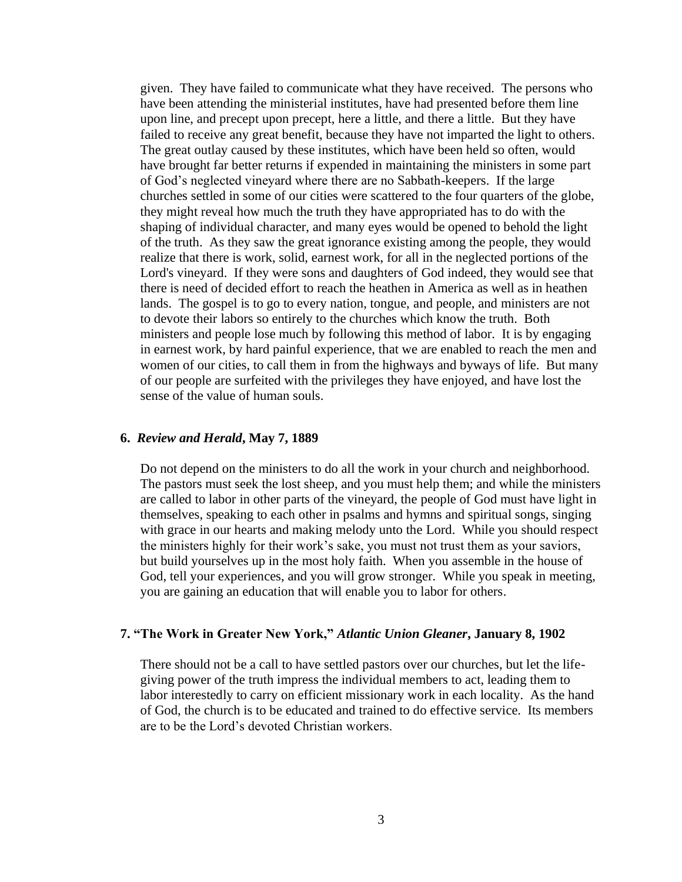given. They have failed to communicate what they have received. The persons who have been attending the ministerial institutes, have had presented before them line upon line, and precept upon precept, here a little, and there a little. But they have failed to receive any great benefit, because they have not imparted the light to others. The great outlay caused by these institutes, which have been held so often, would have brought far better returns if expended in maintaining the ministers in some part of God's neglected vineyard where there are no Sabbath-keepers. If the large churches settled in some of our cities were scattered to the four quarters of the globe, they might reveal how much the truth they have appropriated has to do with the shaping of individual character, and many eyes would be opened to behold the light of the truth. As they saw the great ignorance existing among the people, they would realize that there is work, solid, earnest work, for all in the neglected portions of the Lord's vineyard. If they were sons and daughters of God indeed, they would see that there is need of decided effort to reach the heathen in America as well as in heathen lands. The gospel is to go to every nation, tongue, and people, and ministers are not to devote their labors so entirely to the churches which know the truth. Both ministers and people lose much by following this method of labor. It is by engaging in earnest work, by hard painful experience, that we are enabled to reach the men and women of our cities, to call them in from the highways and byways of life. But many of our people are surfeited with the privileges they have enjoyed, and have lost the sense of the value of human souls.

#### 6. *Review and Herald*, May 7, 1889

Do not depend on the ministers to do all the work in your church and neighborhood. The pastors must seek the lost sheep, and you must help them; and while the ministers are called to labor in other parts of the vineyard, the people of God must have light in themselves, speaking to each other in psalms and hymns and spiritual songs, singing with grace in our hearts and making melody unto the Lord. While you should respect the ministers highly for their work's sake, you must not trust them as your saviors, but build yourselves up in the most holy faith. When you assemble in the house of God, tell your experiences, and you will grow stronger. While you speak in meeting, you are gaining an education that will enable you to labor for others.

#### 7. "The Work in Greater New York," *Atlantic Union Gleaner*, January 8, 1902

There should not be a call to have settled pastors over our churches, but let the life-giving power of the truth impress the individual members to act, leading them to labor interestedly to carry on efficient missionary work in each locality. As the hand of God, the church is to be educated and trained to do effective service. Its members are to be the Lord's devoted Christian workers.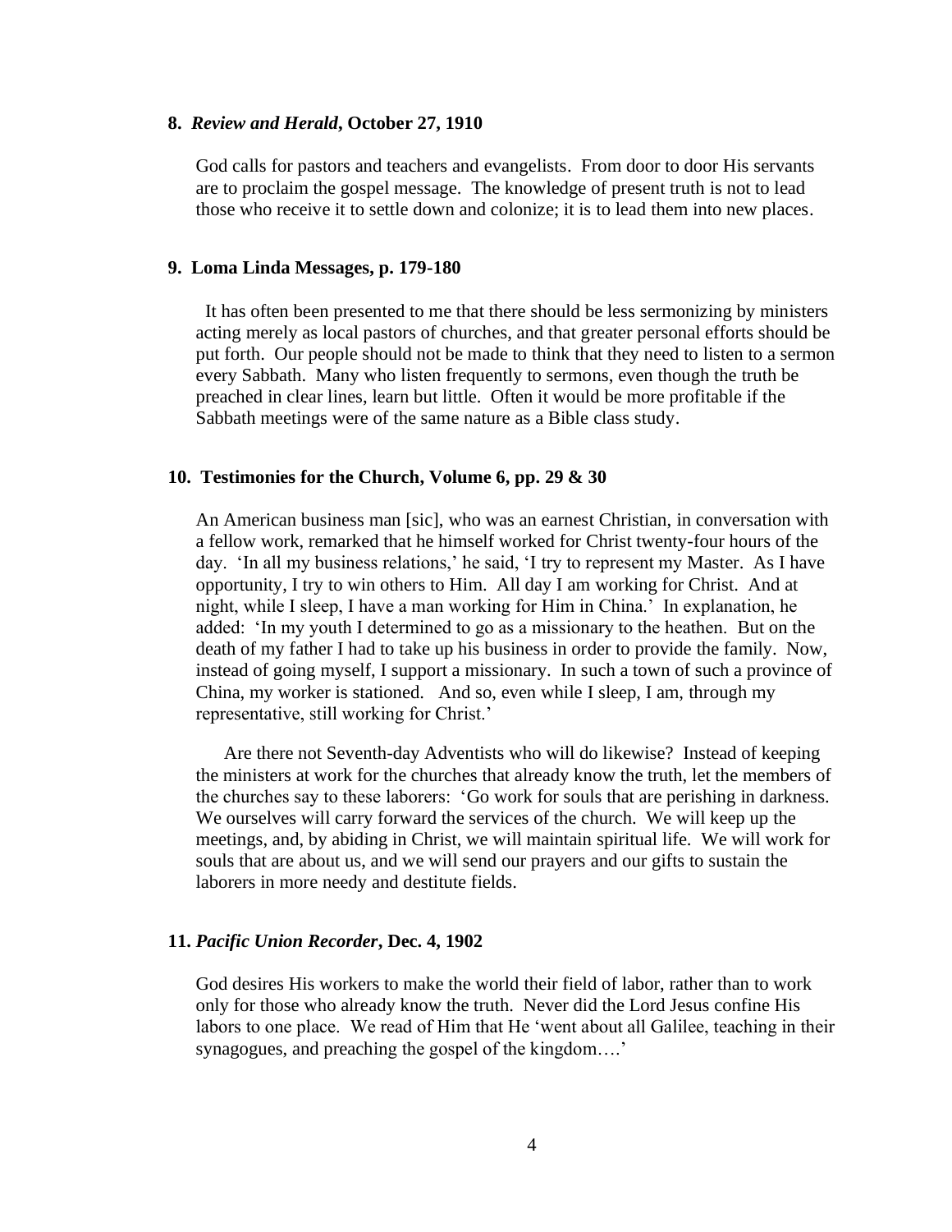**8.** ***Review and Herald*****, October 27, 1910**

God calls for pastors and teachers and evangelists. From door to door His servants are to proclaim the gospel message. The knowledge of present truth is not to lead those who receive it to settle down and colonize; it is to lead them into new places.

**9. Loma Linda Messages, p. 179-180**

It has often been presented to me that there should be less sermonizing by ministers acting merely as local pastors of churches, and that greater personal efforts should be put forth. Our people should not be made to think that they need to listen to a sermon every Sabbath. Many who listen frequently to sermons, even though the truth be preached in clear lines, learn but little. Often it would be more profitable if the Sabbath meetings were of the same nature as a Bible class study.

**10. Testimonies for the Church, Volume 6, pp. 29 & 30**

An American business man [sic], who was an earnest Christian, in conversation with a fellow work, remarked that he himself worked for Christ twenty-four hours of the day. 'In all my business relations,' he said, 'I try to represent my Master. As I have opportunity, I try to win others to Him. All day I am working for Christ. And at night, while I sleep, I have a man working for Him in China.' In explanation, he added: 'In my youth I determined to go as a missionary to the heathen. But on the death of my father I had to take up his business in order to provide the family. Now, instead of going myself, I support a missionary. In such a town of such a province of China, my worker is stationed. And so, even while I sleep, I am, through my representative, still working for Christ.'

Are there not Seventh-day Adventists who will do likewise? Instead of keeping the ministers at work for the churches that already know the truth, let the members of the churches say to these laborers: 'Go work for souls that are perishing in darkness. We ourselves will carry forward the services of the church. We will keep up the meetings, and, by abiding in Christ, we will maintain spiritual life. We will work for souls that are about us, and we will send our prayers and our gifts to sustain the laborers in more needy and destitute fields.

**11.** ***Pacific Union Recorder*****, Dec. 4, 1902**

God desires His workers to make the world their field of labor, rather than to work only for those who already know the truth. Never did the Lord Jesus confine His labors to one place. We read of Him that He 'went about all Galilee, teaching in their synagogues, and preaching the gospel of the kingdom….'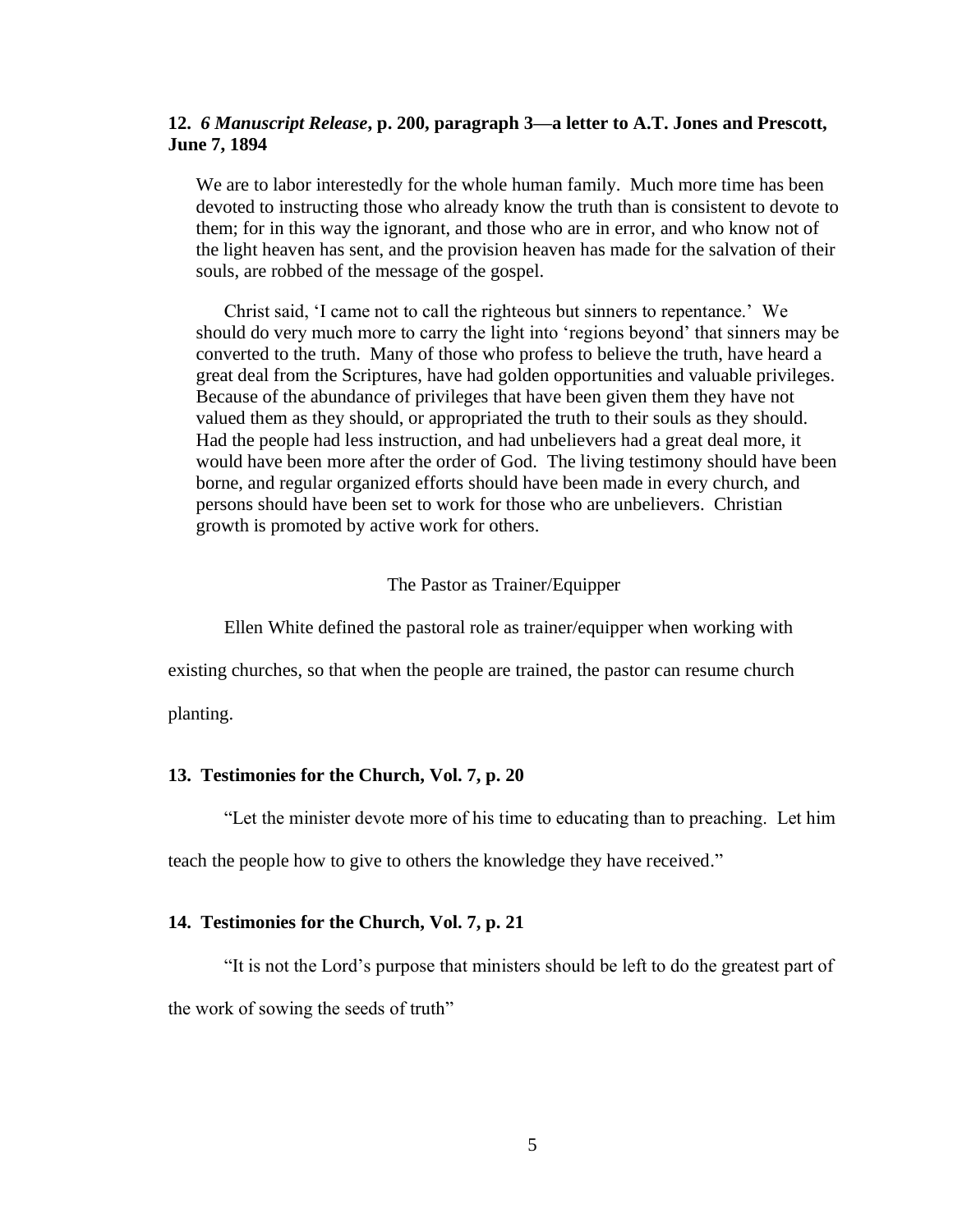### 12. *6 Manuscript Release*, p. 200, paragraph 3—a letter to A.T. Jones and Prescott, June 7, 1894

> We are to labor interestedly for the whole human family. Much more time has been devoted to instructing those who already know the truth than is consistent to devote to them; for in this way the ignorant, and those who are in error, and who know not of the light heaven has sent, and the provision heaven has made for the salvation of their souls, are robbed of the message of the gospel.
>
> Christ said, 'I came not to call the righteous but sinners to repentance.' We should do very much more to carry the light into 'regions beyond' that sinners may be converted to the truth. Many of those who profess to believe the truth, have heard a great deal from the Scriptures, have had golden opportunities and valuable privileges. Because of the abundance of privileges that have been given them they have not valued them as they should, or appropriated the truth to their souls as they should. Had the people had less instruction, and had unbelievers had a great deal more, it would have been more after the order of God. The living testimony should have been borne, and regular organized efforts should have been made in every church, and persons should have been set to work for those who are unbelievers. Christian growth is promoted by active work for others.

## The Pastor as Trainer/Equipper

Ellen White defined the pastoral role as trainer/equipper when working with existing churches, so that when the people are trained, the pastor can resume church planting.

### 13. Testimonies for the Church, Vol. 7, p. 20

"Let the minister devote more of his time to educating than to preaching. Let him teach the people how to give to others the knowledge they have received."

### 14. Testimonies for the Church, Vol. 7, p. 21

"It is not the Lord's purpose that ministers should be left to do the greatest part of the work of sowing the seeds of truth"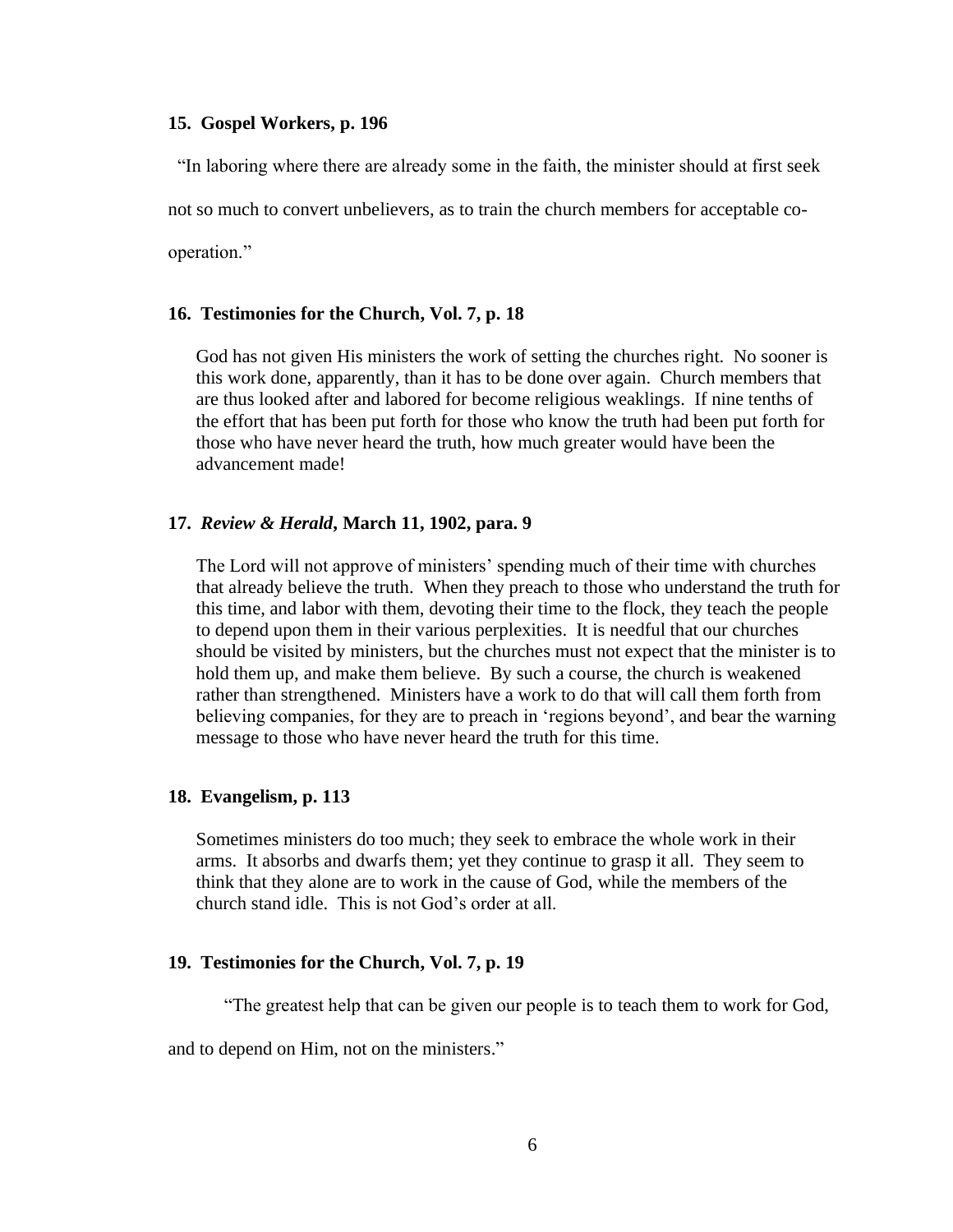**15. Gospel Workers, p. 196**

"In laboring where there are already some in the faith, the minister should at first seek not so much to convert unbelievers, as to train the church members for acceptable co-operation."

**16. Testimonies for the Church, Vol. 7, p. 18**

> God has not given His ministers the work of setting the churches right. No sooner is this work done, apparently, than it has to be done over again. Church members that are thus looked after and labored for become religious weaklings. If nine tenths of the effort that has been put forth for those who know the truth had been put forth for those who have never heard the truth, how much greater would have been the advancement made!

**17. *Review & Herald*, March 11, 1902, para. 9**

> The Lord will not approve of ministers' spending much of their time with churches that already believe the truth. When they preach to those who understand the truth for this time, and labor with them, devoting their time to the flock, they teach the people to depend upon them in their various perplexities. It is needful that our churches should be visited by ministers, but the churches must not expect that the minister is to hold them up, and make them believe. By such a course, the church is weakened rather than strengthened. Ministers have a work to do that will call them forth from believing companies, for they are to preach in 'regions beyond', and bear the warning message to those who have never heard the truth for this time.

**18. Evangelism, p. 113**

> Sometimes ministers do too much; they seek to embrace the whole work in their arms. It absorbs and dwarfs them; yet they continue to grasp it all. They seem to think that they alone are to work in the cause of God, while the members of the church stand idle. This is not God's order at all.

**19. Testimonies for the Church, Vol. 7, p. 19**

"The greatest help that can be given our people is to teach them to work for God, and to depend on Him, not on the ministers."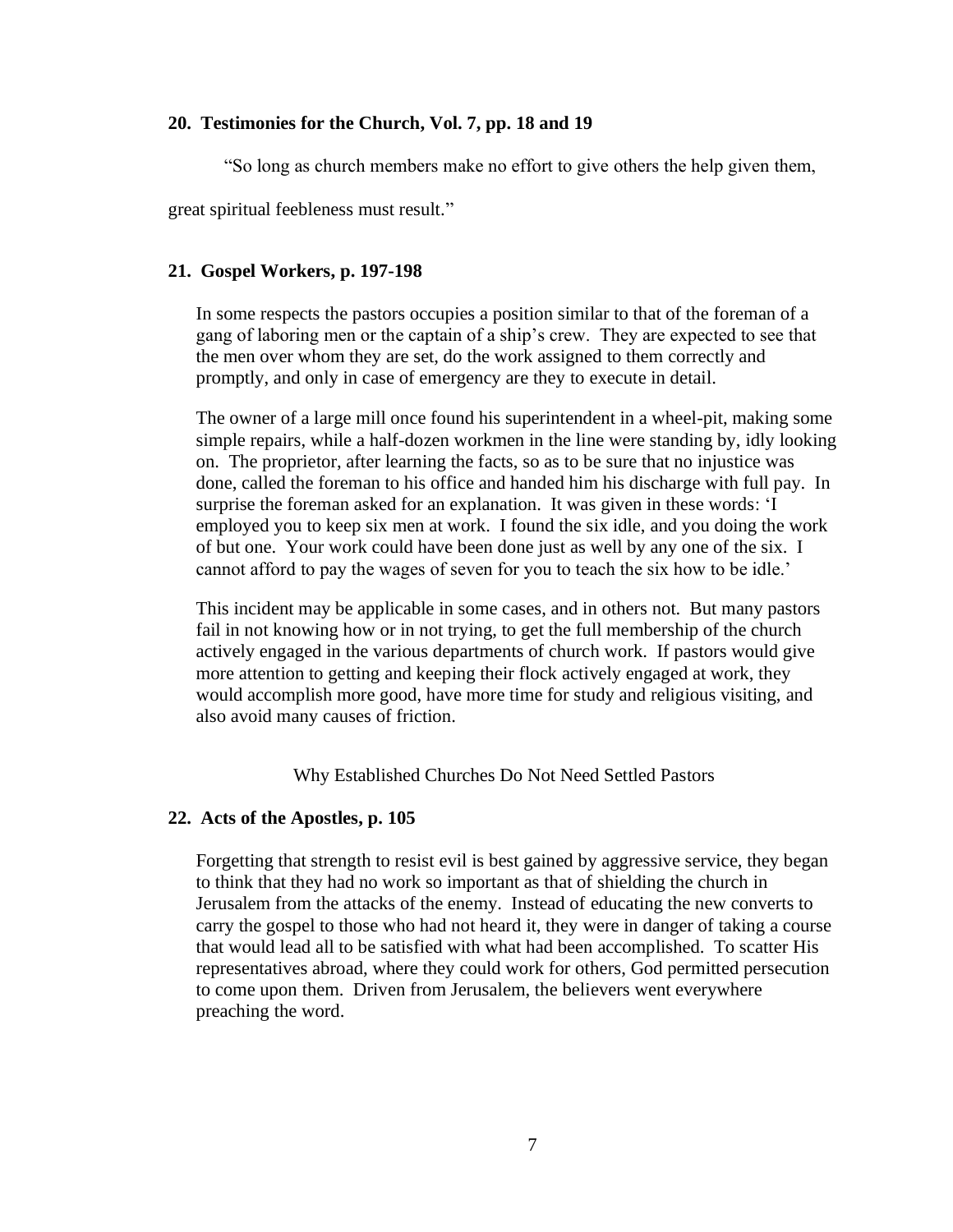**20. Testimonies for the Church, Vol. 7, pp. 18 and 19**

"So long as church members make no effort to give others the help given them, great spiritual feebleness must result."

**21. Gospel Workers, p. 197-198**

In some respects the pastors occupies a position similar to that of the foreman of a gang of laboring men or the captain of a ship's crew. They are expected to see that the men over whom they are set, do the work assigned to them correctly and promptly, and only in case of emergency are they to execute in detail.

The owner of a large mill once found his superintendent in a wheel-pit, making some simple repairs, while a half-dozen workmen in the line were standing by, idly looking on. The proprietor, after learning the facts, so as to be sure that no injustice was done, called the foreman to his office and handed him his discharge with full pay. In surprise the foreman asked for an explanation. It was given in these words: 'I employed you to keep six men at work. I found the six idle, and you doing the work of but one. Your work could have been done just as well by any one of the six. I cannot afford to pay the wages of seven for you to teach the six how to be idle.'

This incident may be applicable in some cases, and in others not. But many pastors fail in not knowing how or in not trying, to get the full membership of the church actively engaged in the various departments of church work. If pastors would give more attention to getting and keeping their flock actively engaged at work, they would accomplish more good, have more time for study and religious visiting, and also avoid many causes of friction.

Why Established Churches Do Not Need Settled Pastors

**22. Acts of the Apostles, p. 105**

Forgetting that strength to resist evil is best gained by aggressive service, they began to think that they had no work so important as that of shielding the church in Jerusalem from the attacks of the enemy. Instead of educating the new converts to carry the gospel to those who had not heard it, they were in danger of taking a course that would lead all to be satisfied with what had been accomplished. To scatter His representatives abroad, where they could work for others, God permitted persecution to come upon them. Driven from Jerusalem, the believers went everywhere preaching the word.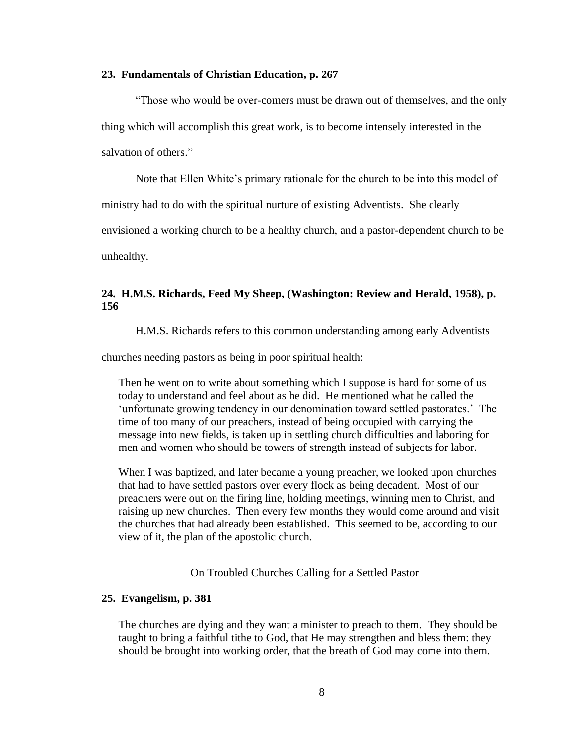### 23. Fundamentals of Christian Education, p. 267

"Those who would be over-comers must be drawn out of themselves, and the only thing which will accomplish this great work, is to become intensely interested in the salvation of others."

Note that Ellen White's primary rationale for the church to be into this model of ministry had to do with the spiritual nurture of existing Adventists. She clearly envisioned a working church to be a healthy church, and a pastor-dependent church to be unhealthy.

### 24. H.M.S. Richards, Feed My Sheep, (Washington: Review and Herald, 1958), p. 156

H.M.S. Richards refers to this common understanding among early Adventists churches needing pastors as being in poor spiritual health:

> Then he went on to write about something which I suppose is hard for some of us today to understand and feel about as he did. He mentioned what he called the 'unfortunate growing tendency in our denomination toward settled pastorates.' The time of too many of our preachers, instead of being occupied with carrying the message into new fields, is taken up in settling church difficulties and laboring for men and women who should be towers of strength instead of subjects for labor.
>
> When I was baptized, and later became a young preacher, we looked upon churches that had to have settled pastors over every flock as being decadent. Most of our preachers were out on the firing line, holding meetings, winning men to Christ, and raising up new churches. Then every few months they would come around and visit the churches that had already been established. This seemed to be, according to our view of it, the plan of the apostolic church.

On Troubled Churches Calling for a Settled Pastor

### 25. Evangelism, p. 381

> The churches are dying and they want a minister to preach to them. They should be taught to bring a faithful tithe to God, that He may strengthen and bless them: they should be brought into working order, that the breath of God may come into them.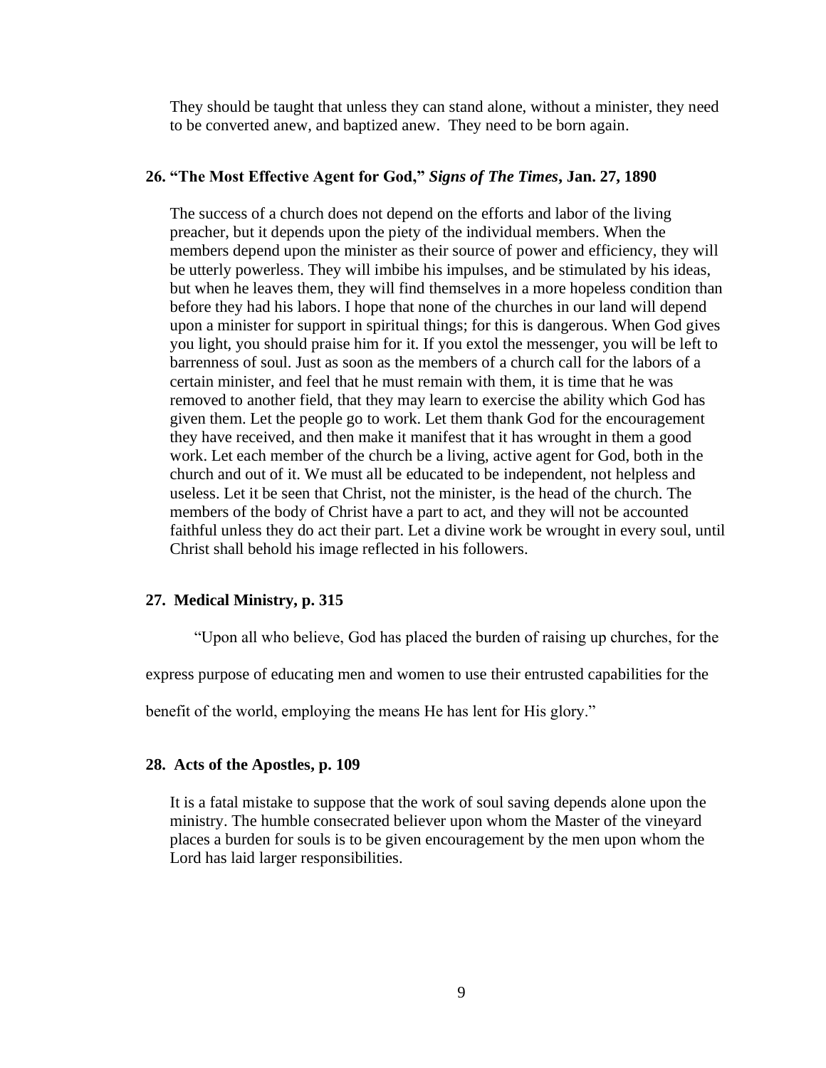They should be taught that unless they can stand alone, without a minister, they need to be converted anew, and baptized anew. They need to be born again.

### 26. "The Most Effective Agent for God," *Signs of The Times*, Jan. 27, 1890

The success of a church does not depend on the efforts and labor of the living preacher, but it depends upon the piety of the individual members. When the members depend upon the minister as their source of power and efficiency, they will be utterly powerless. They will imbibe his impulses, and be stimulated by his ideas, but when he leaves them, they will find themselves in a more hopeless condition than before they had his labors. I hope that none of the churches in our land will depend upon a minister for support in spiritual things; for this is dangerous. When God gives you light, you should praise him for it. If you extol the messenger, you will be left to barrenness of soul. Just as soon as the members of a church call for the labors of a certain minister, and feel that he must remain with them, it is time that he was removed to another field, that they may learn to exercise the ability which God has given them. Let the people go to work. Let them thank God for the encouragement they have received, and then make it manifest that it has wrought in them a good work. Let each member of the church be a living, active agent for God, both in the church and out of it. We must all be educated to be independent, not helpless and useless. Let it be seen that Christ, not the minister, is the head of the church. The members of the body of Christ have a part to act, and they will not be accounted faithful unless they do act their part. Let a divine work be wrought in every soul, until Christ shall behold his image reflected in his followers.

### 27. Medical Ministry, p. 315

"Upon all who believe, God has placed the burden of raising up churches, for the express purpose of educating men and women to use their entrusted capabilities for the benefit of the world, employing the means He has lent for His glory."

### 28. Acts of the Apostles, p. 109

It is a fatal mistake to suppose that the work of soul saving depends alone upon the ministry. The humble consecrated believer upon whom the Master of the vineyard places a burden for souls is to be given encouragement by the men upon whom the Lord has laid larger responsibilities.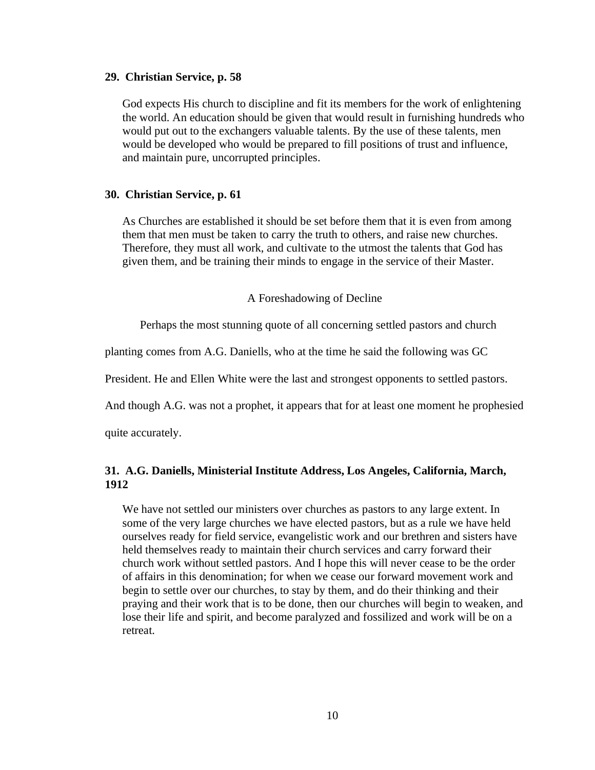**29. Christian Service, p. 58**

> God expects His church to discipline and fit its members for the work of enlightening the world. An education should be given that would result in furnishing hundreds who would put out to the exchangers valuable talents. By the use of these talents, men would be developed who would be prepared to fill positions of trust and influence, and maintain pure, uncorrupted principles.

**30. Christian Service, p. 61**

> As Churches are established it should be set before them that it is even from among them that men must be taken to carry the truth to others, and raise new churches. Therefore, they must all work, and cultivate to the utmost the talents that God has given them, and be training their minds to engage in the service of their Master.

## A Foreshadowing of Decline

Perhaps the most stunning quote of all concerning settled pastors and church planting comes from A.G. Daniells, who at the time he said the following was GC President. He and Ellen White were the last and strongest opponents to settled pastors. And though A.G. was not a prophet, it appears that for at least one moment he prophesied quite accurately.

**31. A.G. Daniells, Ministerial Institute Address, Los Angeles, California, March, 1912**

> We have not settled our ministers over churches as pastors to any large extent. In some of the very large churches we have elected pastors, but as a rule we have held ourselves ready for field service, evangelistic work and our brethren and sisters have held themselves ready to maintain their church services and carry forward their church work without settled pastors. And I hope this will never cease to be the order of affairs in this denomination; for when we cease our forward movement work and begin to settle over our churches, to stay by them, and do their thinking and their praying and their work that is to be done, then our churches will begin to weaken, and lose their life and spirit, and become paralyzed and fossilized and work will be on a retreat.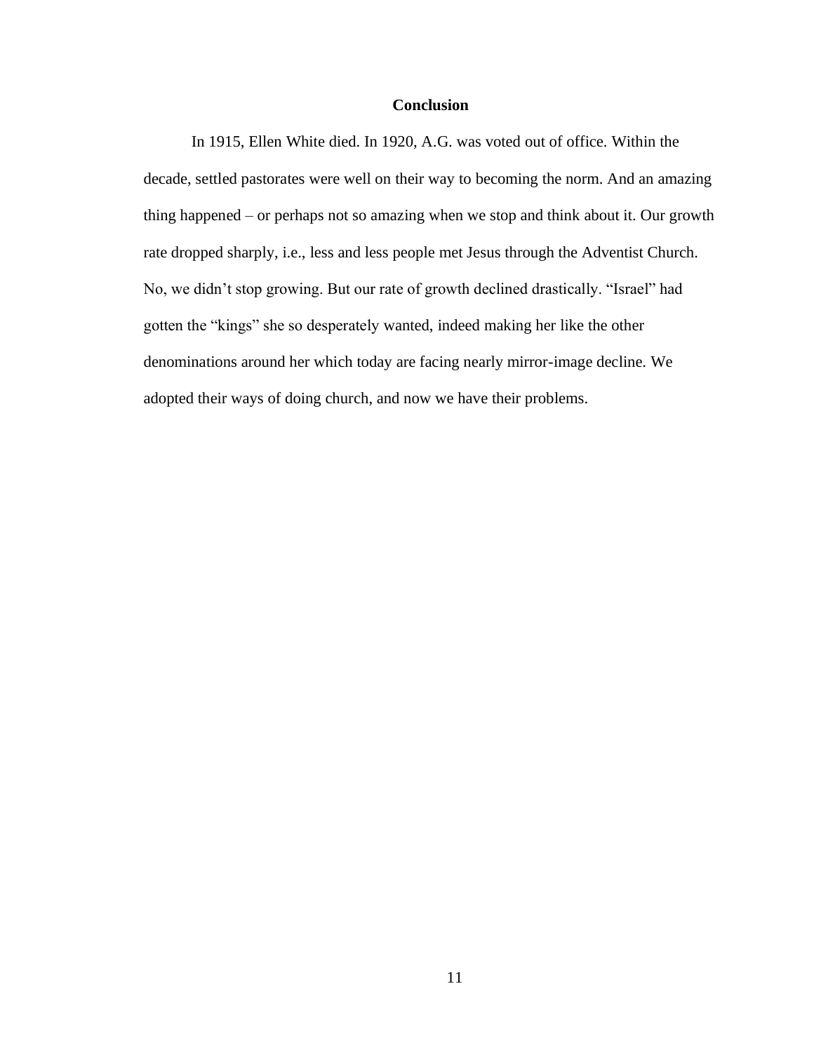## Conclusion

In 1915, Ellen White died. In 1920, A.G. was voted out of office. Within the decade, settled pastorates were well on their way to becoming the norm. And an amazing thing happened – or perhaps not so amazing when we stop and think about it. Our growth rate dropped sharply, i.e., less and less people met Jesus through the Adventist Church. No, we didn't stop growing. But our rate of growth declined drastically. "Israel" had gotten the "kings" she so desperately wanted, indeed making her like the other denominations around her which today are facing nearly mirror-image decline. We adopted their ways of doing church, and now we have their problems.